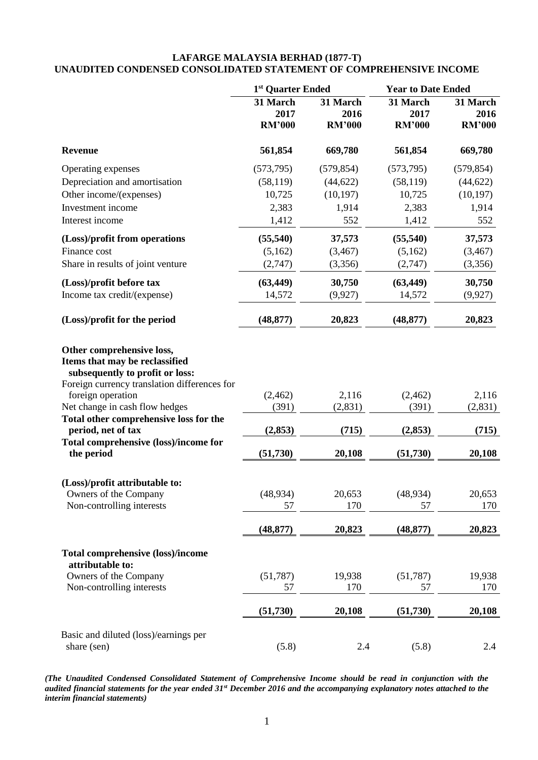# LAFARGE MALAYSIA BERHAD (1877-T)
## UNAUDITED CONDENSED CONSOLIDATED STATEMENT OF COMPREHENSIVE INCOME

| | 1st Quarter Ended | | Year to Date Ended | |
|---|---|---|---|---|
| | 31 March 2017 RM'000 | 31 March 2016 RM'000 | 31 March 2017 RM'000 | 31 March 2016 RM'000 |
| **Revenue** | **561,854** | **669,780** | **561,854** | **669,780** |
| Operating expenses | (573,795) | (579,854) | (573,795) | (579,854) |
| Depreciation and amortisation | (58,119) | (44,622) | (58,119) | (44,622) |
| Other income/(expenses) | 10,725 | (10,197) | 10,725 | (10,197) |
| Investment income | 2,383 | 1,914 | 2,383 | 1,914 |
| Interest income | 1,412 | 552 | 1,412 | 552 |
| **(Loss)/profit from operations** | **(55,540)** | **37,573** | **(55,540)** | **37,573** |
| Finance cost | (5,162) | (3,467) | (5,162) | (3,467) |
| Share in results of joint venture | (2,747) | (3,356) | (2,747) | (3,356) |
| **(Loss)/profit before tax** | **(63,449)** | **30,750** | **(63,449)** | **30,750** |
| Income tax credit/(expense) | 14,572 | (9,927) | 14,572 | (9,927) |
| **(Loss)/profit for the period** | **(48,877)** | **20,823** | **(48,877)** | **20,823** |
| **Other comprehensive loss, Items that may be reclassified subsequently to profit or loss:** | | | | |
| Foreign currency translation differences for foreign operation | (2,462) | 2,116 | (2,462) | 2,116 |
| Net change in cash flow hedges | (391) | (2,831) | (391) | (2,831) |
| **Total other comprehensive loss for the period, net of tax** | **(2,853)** | **(715)** | **(2,853)** | **(715)** |
| **Total comprehensive (loss)/income for the period** | **(51,730)** | **20,108** | **(51,730)** | **20,108** |
| **(Loss)/profit attributable to:** | | | | |
| Owners of the Company | (48,934) | 20,653 | (48,934) | 20,653 |
| Non-controlling interests | 57 | 170 | 57 | 170 |
| | **(48,877)** | **20,823** | **(48,877)** | **20,823** |
| **Total comprehensive (loss)/income attributable to:** | | | | |
| Owners of the Company | (51,787) | 19,938 | (51,787) | 19,938 |
| Non-controlling interests | 57 | 170 | 57 | 170 |
| | **(51,730)** | **20,108** | **(51,730)** | **20,108** |
| Basic and diluted (loss)/earnings per share (sen) | (5.8) | 2.4 | (5.8) | 2.4 |

***(The Unaudited Condensed Consolidated Statement of Comprehensive Income should be read in conjunction with the audited financial statements for the year ended 31st December 2016 and the accompanying explanatory notes attached to the interim financial statements)***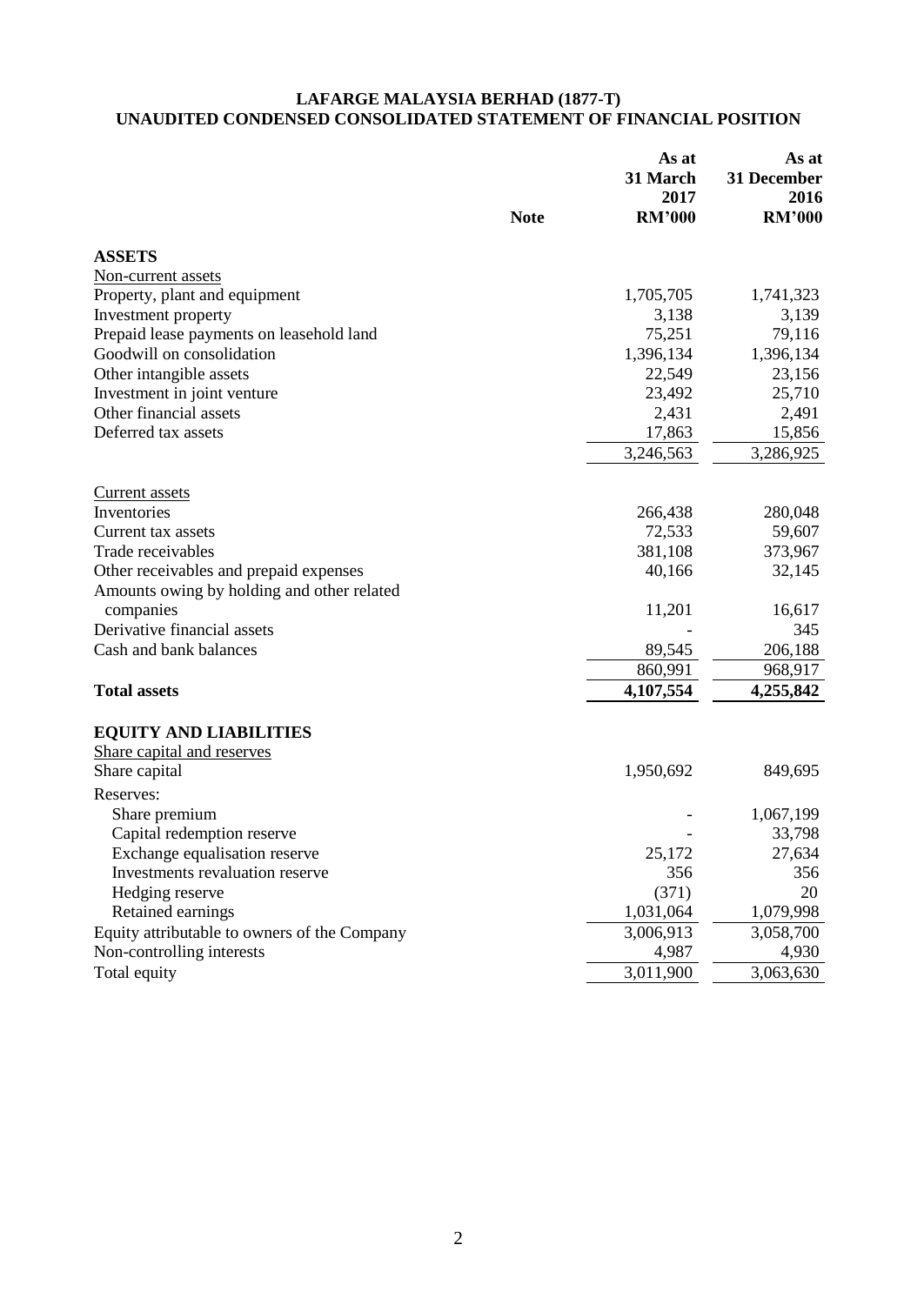**LAFARGE MALAYSIA BERHAD (1877-T)**
**UNAUDITED CONDENSED CONSOLIDATED STATEMENT OF FINANCIAL POSITION**

| | Note | As at 31 March 2017 RM'000 | As at 31 December 2016 RM'000 |
|---|---|---|---|
| **ASSETS** | | | |
| Non-current assets | | | |
| Property, plant and equipment | | 1,705,705 | 1,741,323 |
| Investment property | | 3,138 | 3,139 |
| Prepaid lease payments on leasehold land | | 75,251 | 79,116 |
| Goodwill on consolidation | | 1,396,134 | 1,396,134 |
| Other intangible assets | | 22,549 | 23,156 |
| Investment in joint venture | | 23,492 | 25,710 |
| Other financial assets | | 2,431 | 2,491 |
| Deferred tax assets | | 17,863 | 15,856 |
| | | 3,246,563 | 3,286,925 |
| Current assets | | | |
| Inventories | | 266,438 | 280,048 |
| Current tax assets | | 72,533 | 59,607 |
| Trade receivables | | 381,108 | 373,967 |
| Other receivables and prepaid expenses | | 40,166 | 32,145 |
| Amounts owing by holding and other related companies | | 11,201 | 16,617 |
| Derivative financial assets | | - | 345 |
| Cash and bank balances | | 89,545 | 206,188 |
| | | 860,991 | 968,917 |
| **Total assets** | | **4,107,554** | **4,255,842** |
| **EQUITY AND LIABILITIES** | | | |
| Share capital and reserves | | | |
| Share capital | | 1,950,692 | 849,695 |
| Reserves: | | | |
| Share premium | | - | 1,067,199 |
| Capital redemption reserve | | - | 33,798 |
| Exchange equalisation reserve | | 25,172 | 27,634 |
| Investments revaluation reserve | | 356 | 356 |
| Hedging reserve | | (371) | 20 |
| Retained earnings | | 1,031,064 | 1,079,998 |
| Equity attributable to owners of the Company | | 3,006,913 | 3,058,700 |
| Non-controlling interests | | 4,987 | 4,930 |
| Total equity | | 3,011,900 | 3,063,630 |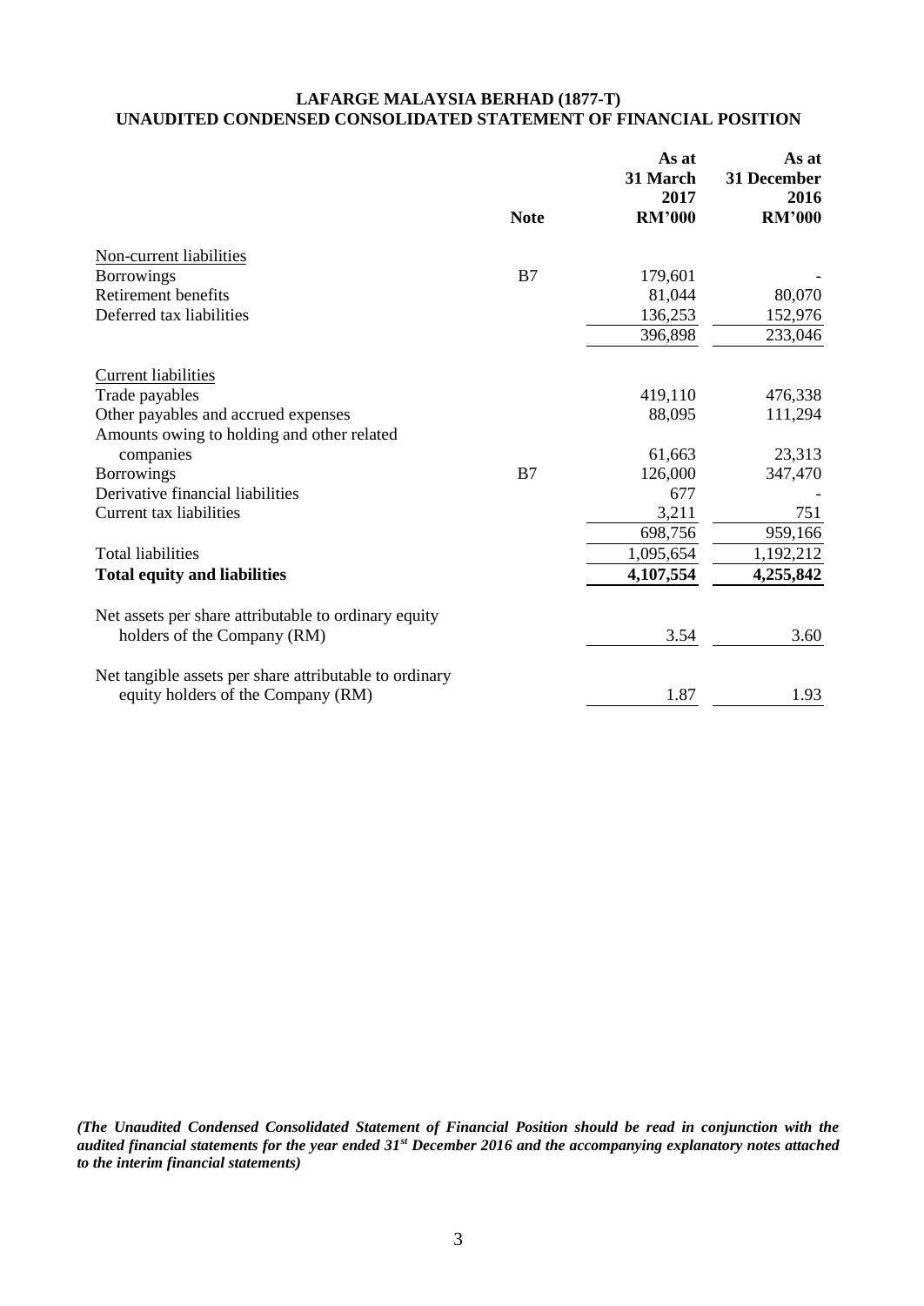**LAFARGE MALAYSIA BERHAD (1877-T)**
**UNAUDITED CONDENSED CONSOLIDATED STATEMENT OF FINANCIAL POSITION**

| | Note | As at 31 March 2017 RM'000 | As at 31 December 2016 RM'000 |
|---|---|---|---|
| Non-current liabilities | | | |
| Borrowings | B7 | 179,601 | - |
| Retirement benefits | | 81,044 | 80,070 |
| Deferred tax liabilities | | 136,253 | 152,976 |
| | | 396,898 | 233,046 |
| Current liabilities | | | |
| Trade payables | | 419,110 | 476,338 |
| Other payables and accrued expenses | | 88,095 | 111,294 |
| Amounts owing to holding and other related companies | | 61,663 | 23,313 |
| Borrowings | B7 | 126,000 | 347,470 |
| Derivative financial liabilities | | 677 | - |
| Current tax liabilities | | 3,211 | 751 |
| | | 698,756 | 959,166 |
| Total liabilities | | 1,095,654 | 1,192,212 |
| **Total equity and liabilities** | | **4,107,554** | **4,255,842** |
| Net assets per share attributable to ordinary equity holders of the Company (RM) | | 3.54 | 3.60 |
| Net tangible assets per share attributable to ordinary equity holders of the Company (RM) | | 1.87 | 1.93 |

***(The Unaudited Condensed Consolidated Statement of Financial Position should be read in conjunction with the audited financial statements for the year ended 31st December 2016 and the accompanying explanatory notes attached to the interim financial statements)***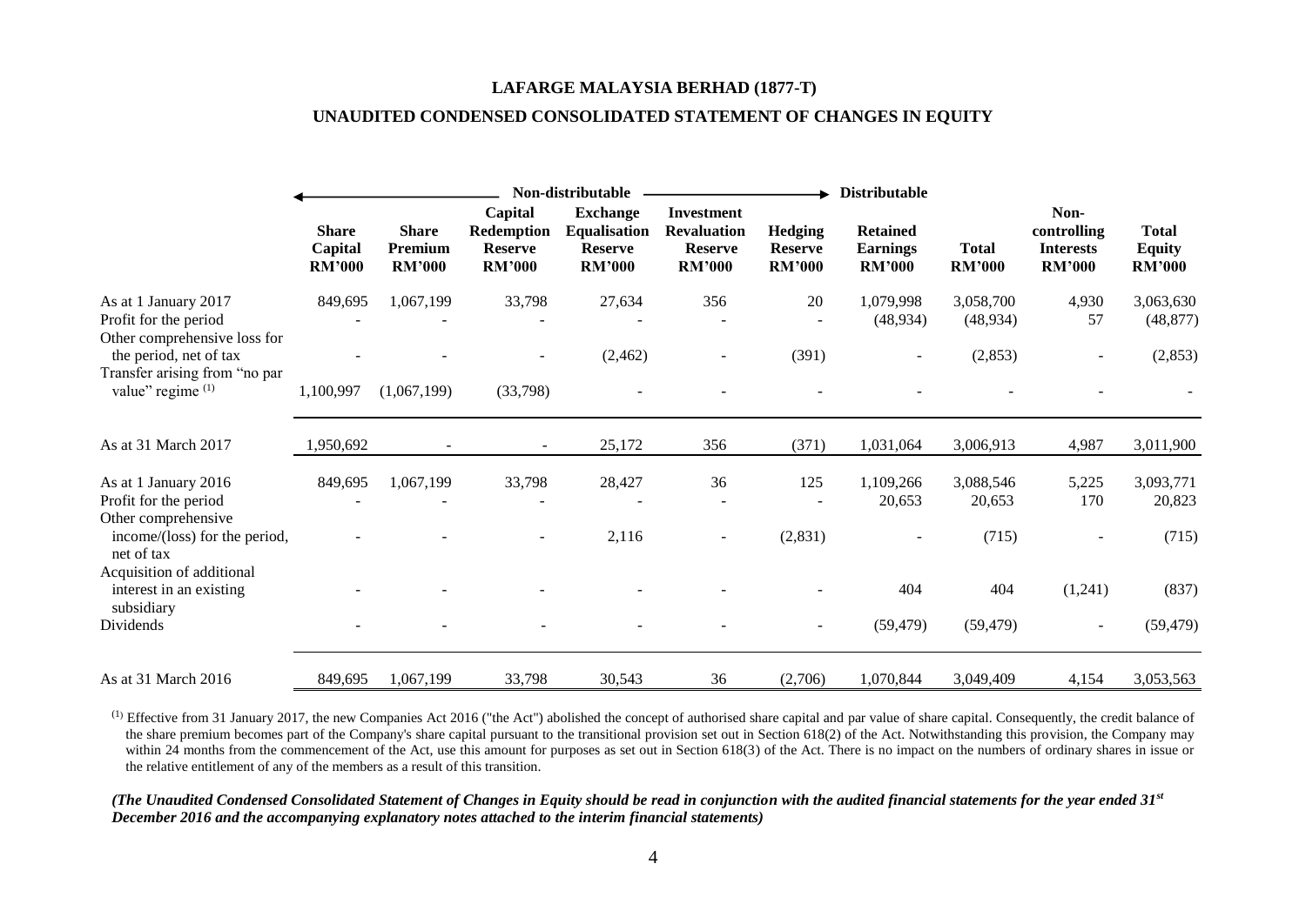**LAFARGE MALAYSIA BERHAD (1877-T)**

**UNAUDITED CONDENSED CONSOLIDATED STATEMENT OF CHANGES IN EQUITY**

| | ← Non-distributable | | | | | → | Distributable | | | |
|---|---|---|---|---|---|---|---|---|---|---|
| | **Share Capital RM'000** | **Share Premium RM'000** | **Capital Redemption Reserve RM'000** | **Exchange Equalisation Reserve RM'000** | **Investment Revaluation Reserve RM'000** | **Hedging Reserve RM'000** | **Retained Earnings RM'000** | **Total RM'000** | **Non-controlling Interests RM'000** | **Total Equity RM'000** |
| As at 1 January 2017 | 849,695 | 1,067,199 | 33,798 | 27,634 | 356 | 20 | 1,079,998 | 3,058,700 | 4,930 | 3,063,630 |
| Profit for the period | - | - | - | - | - | - | (48,934) | (48,934) | 57 | (48,877) |
| Other comprehensive loss for the period, net of tax | - | - | - | (2,462) | - | (391) | - | (2,853) | - | (2,853) |
| Transfer arising from "no par value" regime [(1)] | 1,100,997 | (1,067,199) | (33,798) | - | - | - | - | - | - | - |
| As at 31 March 2017 | 1,950,692 | - | - | 25,172 | 356 | (371) | 1,031,064 | 3,006,913 | 4,987 | 3,011,900 |
| As at 1 January 2016 | 849,695 | 1,067,199 | 33,798 | 28,427 | 36 | 125 | 1,109,266 | 3,088,546 | 5,225 | 3,093,771 |
| Profit for the period | - | - | - | - | - | - | 20,653 | 20,653 | 170 | 20,823 |
| Other comprehensive income/(loss) for the period, net of tax | - | - | - | 2,116 | - | (2,831) | - | (715) | - | (715) |
| Acquisition of additional interest in an existing subsidiary | - | - | - | - | - | - | 404 | 404 | (1,241) | (837) |
| Dividends | - | - | - | - | - | - | (59,479) | (59,479) | - | (59,479) |
| As at 31 March 2016 | 849,695 | 1,067,199 | 33,798 | 30,543 | 36 | (2,706) | 1,070,844 | 3,049,409 | 4,154 | 3,053,563 |

[(1)] Effective from 31 January 2017, the new Companies Act 2016 ("the Act") abolished the concept of authorised share capital and par value of share capital. Consequently, the credit balance of the share premium becomes part of the Company's share capital pursuant to the transitional provision set out in Section 618(2) of the Act. Notwithstanding this provision, the Company may within 24 months from the commencement of the Act, use this amount for purposes as set out in Section 618(3) of the Act. There is no impact on the numbers of ordinary shares in issue or the relative entitlement of any of the members as a result of this transition.

*(The Unaudited Condensed Consolidated Statement of Changes in Equity should be read in conjunction with the audited financial statements for the year ended 31st December 2016 and the accompanying explanatory notes attached to the interim financial statements)*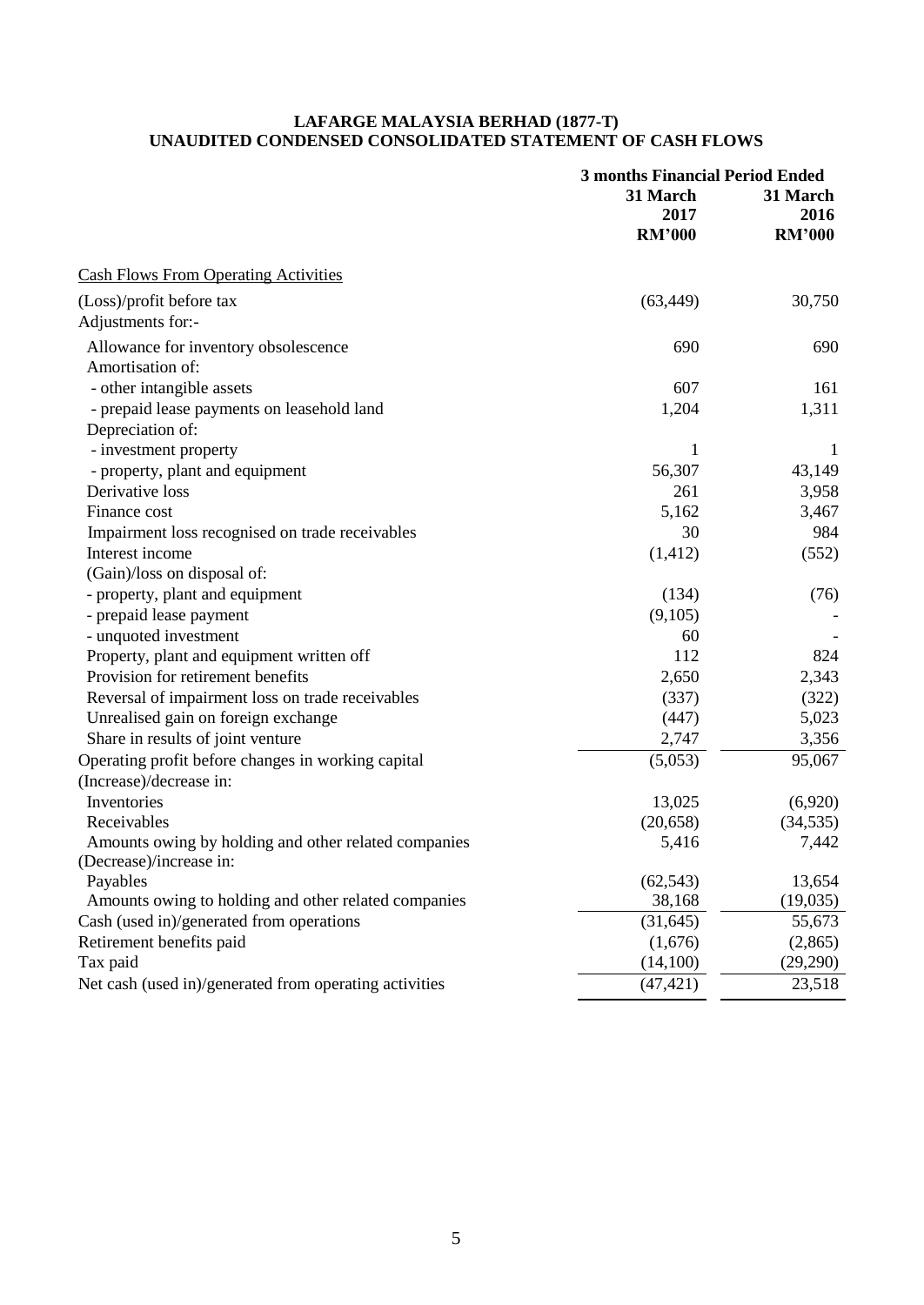**LAFARGE MALAYSIA BERHAD (1877-T)**
**UNAUDITED CONDENSED CONSOLIDATED STATEMENT OF CASH FLOWS**

| | 3 months Financial Period Ended | |
|---|---|---|
| | **31 March 2017 RM'000** | **31 March 2016 RM'000** |
| Cash Flows From Operating Activities | | |
| (Loss)/profit before tax | (63,449) | 30,750 |
| Adjustments for:- | | |
| Allowance for inventory obsolescence | 690 | 690 |
| Amortisation of: | | |
| - other intangible assets | 607 | 161 |
| - prepaid lease payments on leasehold land | 1,204 | 1,311 |
| Depreciation of: | | |
| - investment property | 1 | 1 |
| - property, plant and equipment | 56,307 | 43,149 |
| Derivative loss | 261 | 3,958 |
| Finance cost | 5,162 | 3,467 |
| Impairment loss recognised on trade receivables | 30 | 984 |
| Interest income | (1,412) | (552) |
| (Gain)/loss on disposal of: | | |
| - property, plant and equipment | (134) | (76) |
| - prepaid lease payment | (9,105) | - |
| - unquoted investment | 60 | - |
| Property, plant and equipment written off | 112 | 824 |
| Provision for retirement benefits | 2,650 | 2,343 |
| Reversal of impairment loss on trade receivables | (337) | (322) |
| Unrealised gain on foreign exchange | (447) | 5,023 |
| Share in results of joint venture | 2,747 | 3,356 |
| Operating profit before changes in working capital | (5,053) | 95,067 |
| (Increase)/decrease in: | | |
| Inventories | 13,025 | (6,920) |
| Receivables | (20,658) | (34,535) |
| Amounts owing by holding and other related companies | 5,416 | 7,442 |
| (Decrease)/increase in: | | |
| Payables | (62,543) | 13,654 |
| Amounts owing to holding and other related companies | 38,168 | (19,035) |
| Cash (used in)/generated from operations | (31,645) | 55,673 |
| Retirement benefits paid | (1,676) | (2,865) |
| Tax paid | (14,100) | (29,290) |
| Net cash (used in)/generated from operating activities | (47,421) | 23,518 |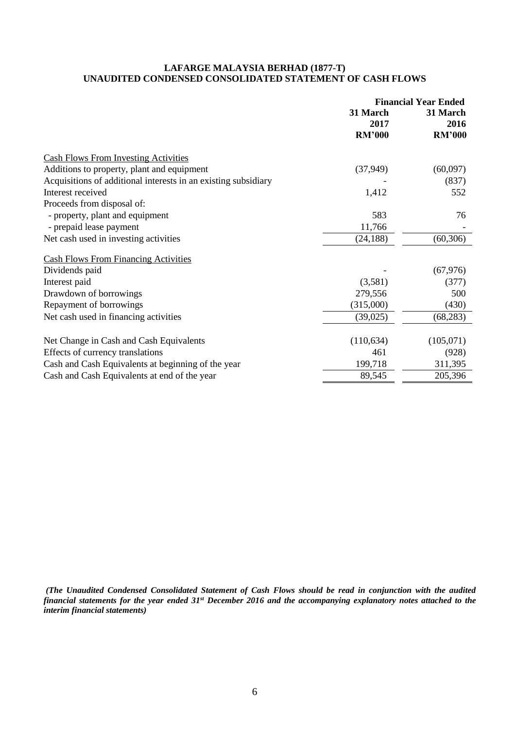**LAFARGE MALAYSIA BERHAD (1877-T)**
**UNAUDITED CONDENSED CONSOLIDATED STATEMENT OF CASH FLOWS**

| | Financial Year Ended | |
|---|---|---|
| | **31 March 2017 RM'000** | **31 March 2016 RM'000** |
| Cash Flows From Investing Activities | | |
| Additions to property, plant and equipment | (37,949) | (60,097) |
| Acquisitions of additional interests in an existing subsidiary | - | (837) |
| Interest received | 1,412 | 552 |
| Proceeds from disposal of: | | |
| - property, plant and equipment | 583 | 76 |
| - prepaid lease payment | 11,766 | - |
| Net cash used in investing activities | (24,188) | (60,306) |
| Cash Flows From Financing Activities | | |
| Dividends paid | - | (67,976) |
| Interest paid | (3,581) | (377) |
| Drawdown of borrowings | 279,556 | 500 |
| Repayment of borrowings | (315,000) | (430) |
| Net cash used in financing activities | (39,025) | (68,283) |
| Net Change in Cash and Cash Equivalents | (110,634) | (105,071) |
| Effects of currency translations | 461 | (928) |
| Cash and Cash Equivalents at beginning of the year | 199,718 | 311,395 |
| Cash and Cash Equivalents at end of the year | 89,545 | 205,396 |

***(The Unaudited Condensed Consolidated Statement of Cash Flows should be read in conjunction with the audited financial statements for the year ended 31st December 2016 and the accompanying explanatory notes attached to the interim financial statements)***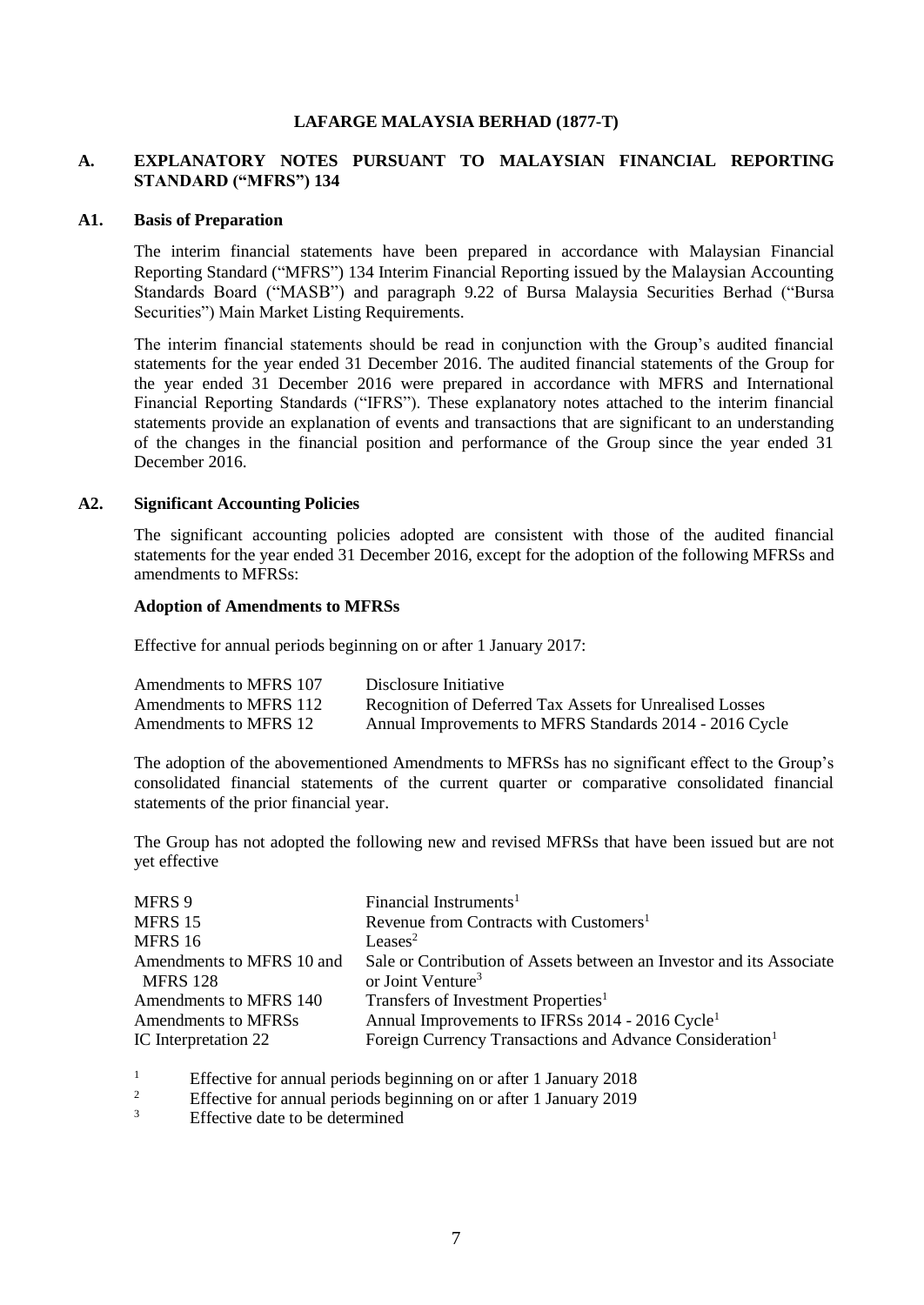**LAFARGE MALAYSIA BERHAD (1877-T)**

## A. EXPLANATORY NOTES PURSUANT TO MALAYSIAN FINANCIAL REPORTING STANDARD ("MFRS") 134

### A1. Basis of Preparation

The interim financial statements have been prepared in accordance with Malaysian Financial Reporting Standard ("MFRS") 134 Interim Financial Reporting issued by the Malaysian Accounting Standards Board ("MASB") and paragraph 9.22 of Bursa Malaysia Securities Berhad ("Bursa Securities") Main Market Listing Requirements.

The interim financial statements should be read in conjunction with the Group's audited financial statements for the year ended 31 December 2016. The audited financial statements of the Group for the year ended 31 December 2016 were prepared in accordance with MFRS and International Financial Reporting Standards ("IFRS"). These explanatory notes attached to the interim financial statements provide an explanation of events and transactions that are significant to an understanding of the changes in the financial position and performance of the Group since the year ended 31 December 2016.

### A2. Significant Accounting Policies

The significant accounting policies adopted are consistent with those of the audited financial statements for the year ended 31 December 2016, except for the adoption of the following MFRSs and amendments to MFRSs:

**Adoption of Amendments to MFRSs**

Effective for annual periods beginning on or after 1 January 2017:

| | |
|---|---|
| Amendments to MFRS 107 | Disclosure Initiative |
| Amendments to MFRS 112 | Recognition of Deferred Tax Assets for Unrealised Losses |
| Amendments to MFRS 12 | Annual Improvements to MFRS Standards 2014 - 2016 Cycle |

The adoption of the abovementioned Amendments to MFRSs has no significant effect to the Group's consolidated financial statements of the current quarter or comparative consolidated financial statements of the prior financial year.

The Group has not adopted the following new and revised MFRSs that have been issued but are not yet effective

| | |
|---|---|
| MFRS 9 | Financial Instruments[1] |
| MFRS 15 | Revenue from Contracts with Customers[1] |
| MFRS 16 | Leases[2] |
| Amendments to MFRS 10 and MFRS 128 | Sale or Contribution of Assets between an Investor and its Associate or Joint Venture[3] |
| Amendments to MFRS 140 | Transfers of Investment Properties[1] |
| Amendments to MFRSs | Annual Improvements to IFRSs 2014 - 2016 Cycle[1] |
| IC Interpretation 22 | Foreign Currency Transactions and Advance Consideration[1] |

[1] Effective for annual periods beginning on or after 1 January 2018

[2] Effective for annual periods beginning on or after 1 January 2019

[3] Effective date to be determined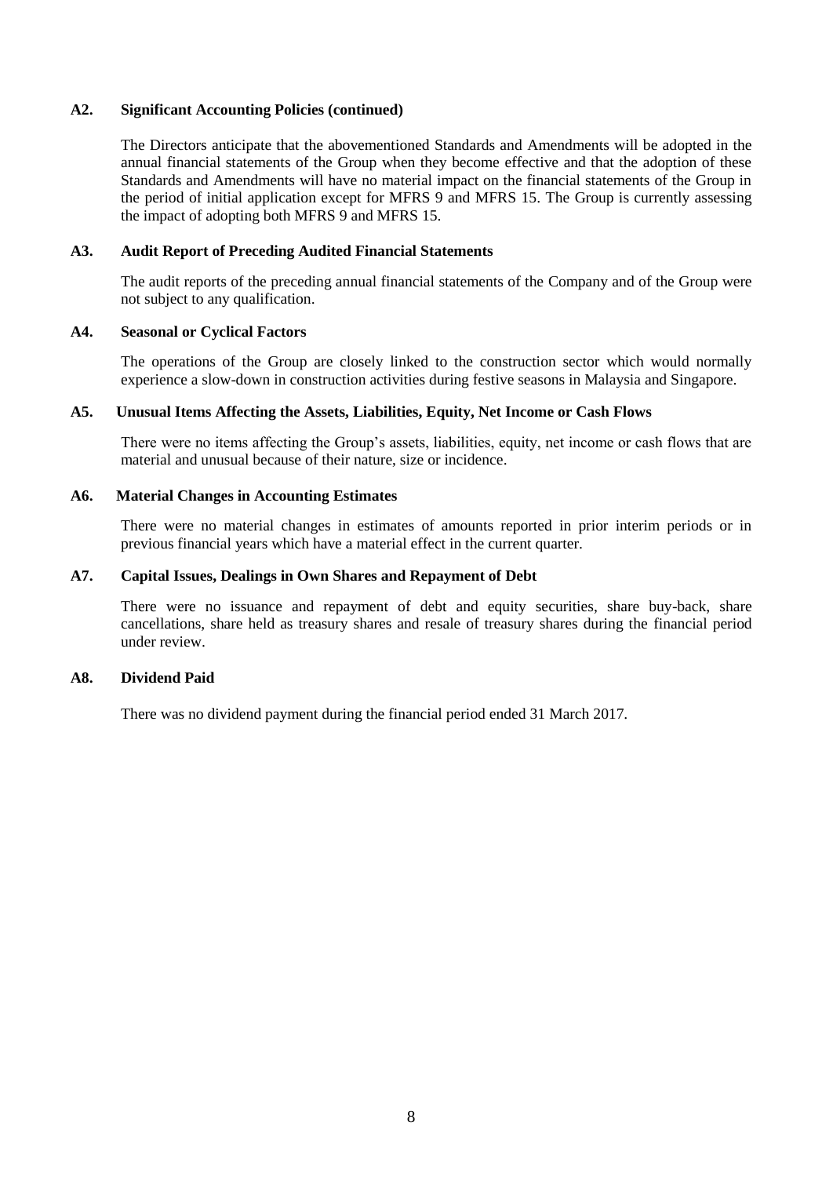### A2. Significant Accounting Policies (continued)

The Directors anticipate that the abovementioned Standards and Amendments will be adopted in the annual financial statements of the Group when they become effective and that the adoption of these Standards and Amendments will have no material impact on the financial statements of the Group in the period of initial application except for MFRS 9 and MFRS 15. The Group is currently assessing the impact of adopting both MFRS 9 and MFRS 15.

### A3. Audit Report of Preceding Audited Financial Statements

The audit reports of the preceding annual financial statements of the Company and of the Group were not subject to any qualification.

### A4. Seasonal or Cyclical Factors

The operations of the Group are closely linked to the construction sector which would normally experience a slow-down in construction activities during festive seasons in Malaysia and Singapore.

### A5. Unusual Items Affecting the Assets, Liabilities, Equity, Net Income or Cash Flows

There were no items affecting the Group's assets, liabilities, equity, net income or cash flows that are material and unusual because of their nature, size or incidence.

### A6. Material Changes in Accounting Estimates

There were no material changes in estimates of amounts reported in prior interim periods or in previous financial years which have a material effect in the current quarter.

### A7. Capital Issues, Dealings in Own Shares and Repayment of Debt

There were no issuance and repayment of debt and equity securities, share buy-back, share cancellations, share held as treasury shares and resale of treasury shares during the financial period under review.

### A8. Dividend Paid

There was no dividend payment during the financial period ended 31 March 2017.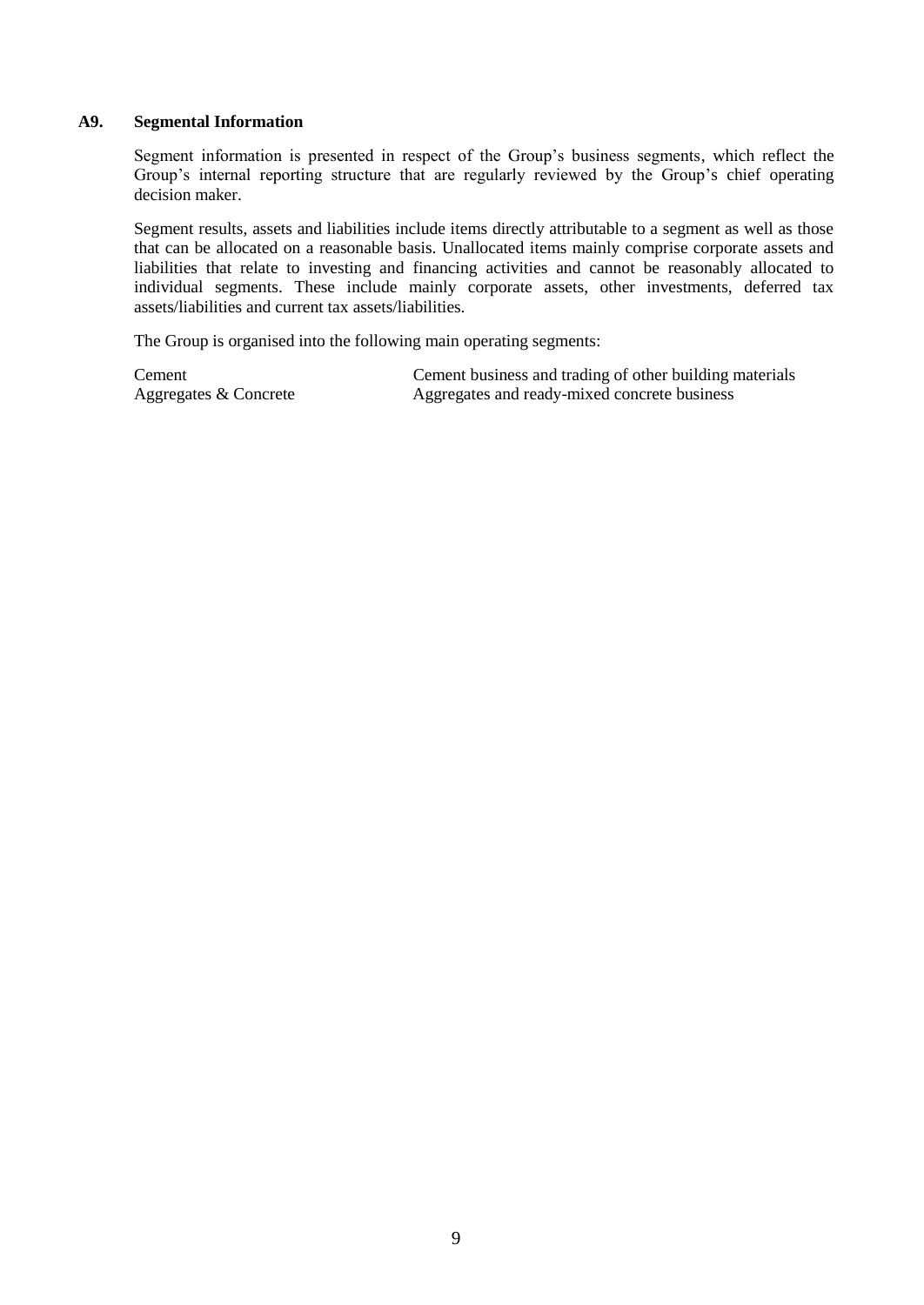## A9. Segmental Information

Segment information is presented in respect of the Group's business segments, which reflect the Group's internal reporting structure that are regularly reviewed by the Group's chief operating decision maker.

Segment results, assets and liabilities include items directly attributable to a segment as well as those that can be allocated on a reasonable basis. Unallocated items mainly comprise corporate assets and liabilities that relate to investing and financing activities and cannot be reasonably allocated to individual segments. These include mainly corporate assets, other investments, deferred tax assets/liabilities and current tax assets/liabilities.

The Group is organised into the following main operating segments:

| | |
|---|---|
| Cement | Cement business and trading of other building materials |
| Aggregates & Concrete | Aggregates and ready-mixed concrete business |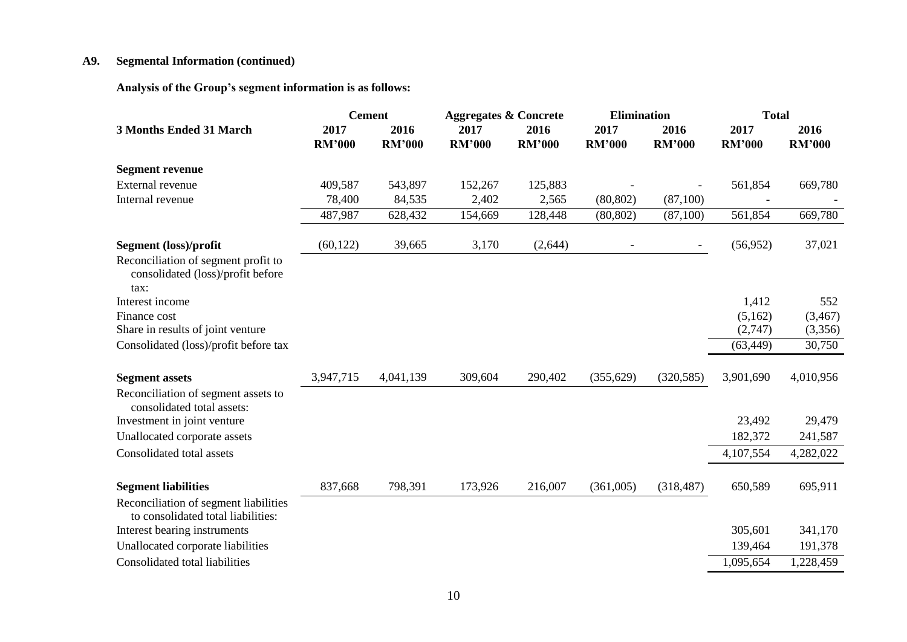## A9. Segmental Information (continued)

**Analysis of the Group's segment information is as follows:**

| 3 Months Ended 31 March | Cement | | Aggregates & Concrete | | Elimination | | Total | |
|---|---|---|---|---|---|---|---|---|
| | 2017 RM'000 | 2016 RM'000 | 2017 RM'000 | 2016 RM'000 | 2017 RM'000 | 2016 RM'000 | 2017 RM'000 | 2016 RM'000 |
| **Segment revenue** | | | | | | | | |
| External revenue | 409,587 | 543,897 | 152,267 | 125,883 | - | - | 561,854 | 669,780 |
| Internal revenue | 78,400 | 84,535 | 2,402 | 2,565 | (80,802) | (87,100) | - | - |
| | 487,987 | 628,432 | 154,669 | 128,448 | (80,802) | (87,100) | 561,854 | 669,780 |
| **Segment (loss)/profit** | (60,122) | 39,665 | 3,170 | (2,644) | - | - | (56,952) | 37,021 |
| Reconciliation of segment profit to consolidated (loss)/profit before tax: | | | | | | | | |
| Interest income | | | | | | | 1,412 | 552 |
| Finance cost | | | | | | | (5,162) | (3,467) |
| Share in results of joint venture | | | | | | | (2,747) | (3,356) |
| Consolidated (loss)/profit before tax | | | | | | | (63,449) | 30,750 |
| **Segment assets** | 3,947,715 | 4,041,139 | 309,604 | 290,402 | (355,629) | (320,585) | 3,901,690 | 4,010,956 |
| Reconciliation of segment assets to consolidated total assets: | | | | | | | | |
| Investment in joint venture | | | | | | | 23,492 | 29,479 |
| Unallocated corporate assets | | | | | | | 182,372 | 241,587 |
| Consolidated total assets | | | | | | | 4,107,554 | 4,282,022 |
| **Segment liabilities** | 837,668 | 798,391 | 173,926 | 216,007 | (361,005) | (318,487) | 650,589 | 695,911 |
| Reconciliation of segment liabilities to consolidated total liabilities: | | | | | | | | |
| Interest bearing instruments | | | | | | | 305,601 | 341,170 |
| Unallocated corporate liabilities | | | | | | | 139,464 | 191,378 |
| Consolidated total liabilities | | | | | | | 1,095,654 | 1,228,459 |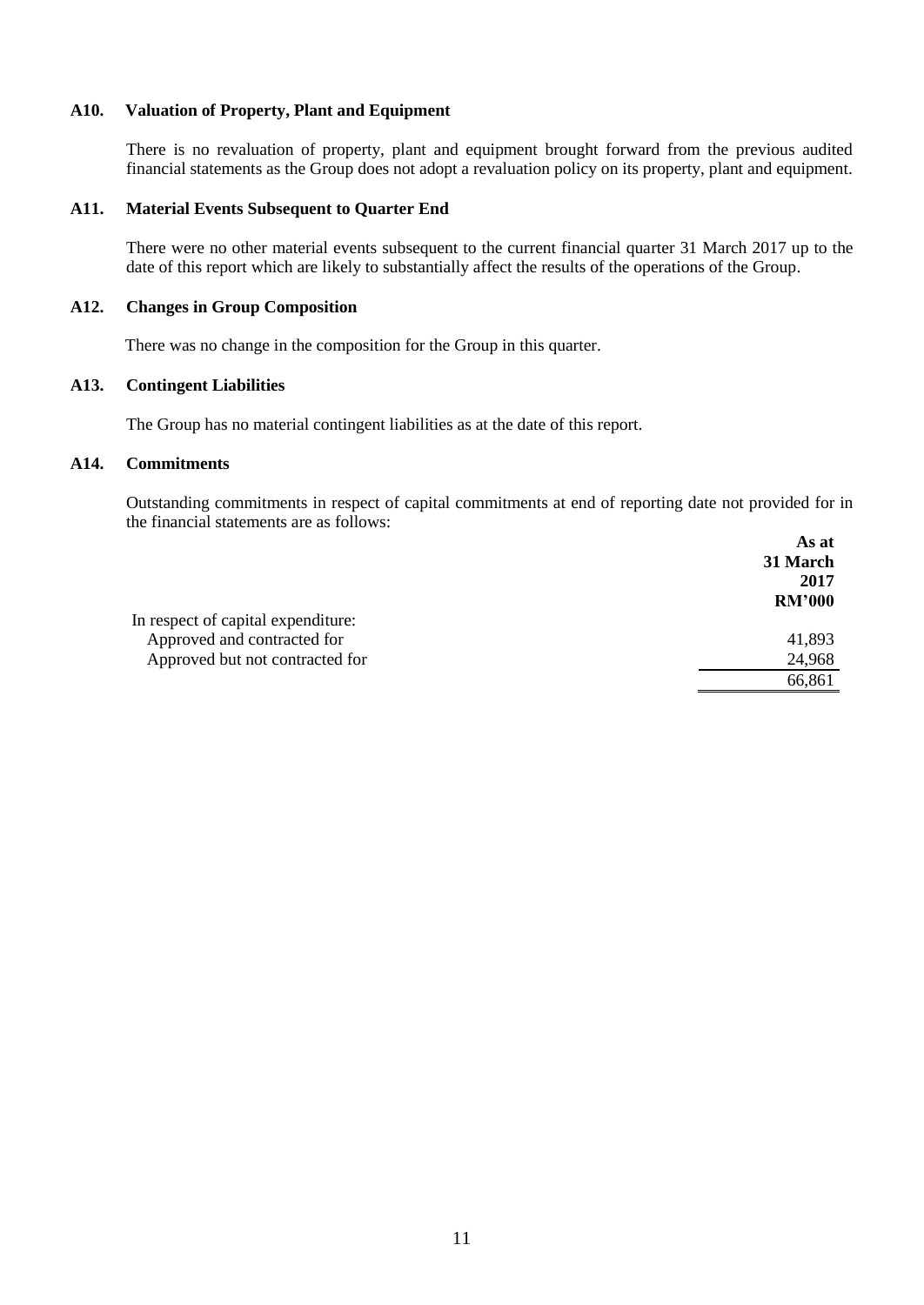### A10. Valuation of Property, Plant and Equipment

There is no revaluation of property, plant and equipment brought forward from the previous audited financial statements as the Group does not adopt a revaluation policy on its property, plant and equipment.

### A11. Material Events Subsequent to Quarter End

There were no other material events subsequent to the current financial quarter 31 March 2017 up to the date of this report which are likely to substantially affect the results of the operations of the Group.

### A12. Changes in Group Composition

There was no change in the composition for the Group in this quarter.

### A13. Contingent Liabilities

The Group has no material contingent liabilities as at the date of this report.

### A14. Commitments

Outstanding commitments in respect of capital commitments at end of reporting date not provided for in the financial statements are as follows:

| | **As at 31 March 2017 RM'000** |
|---|---|
| In respect of capital expenditure: | |
| Approved and contracted for | 41,893 |
| Approved but not contracted for | 24,968 |
| | 66,861 |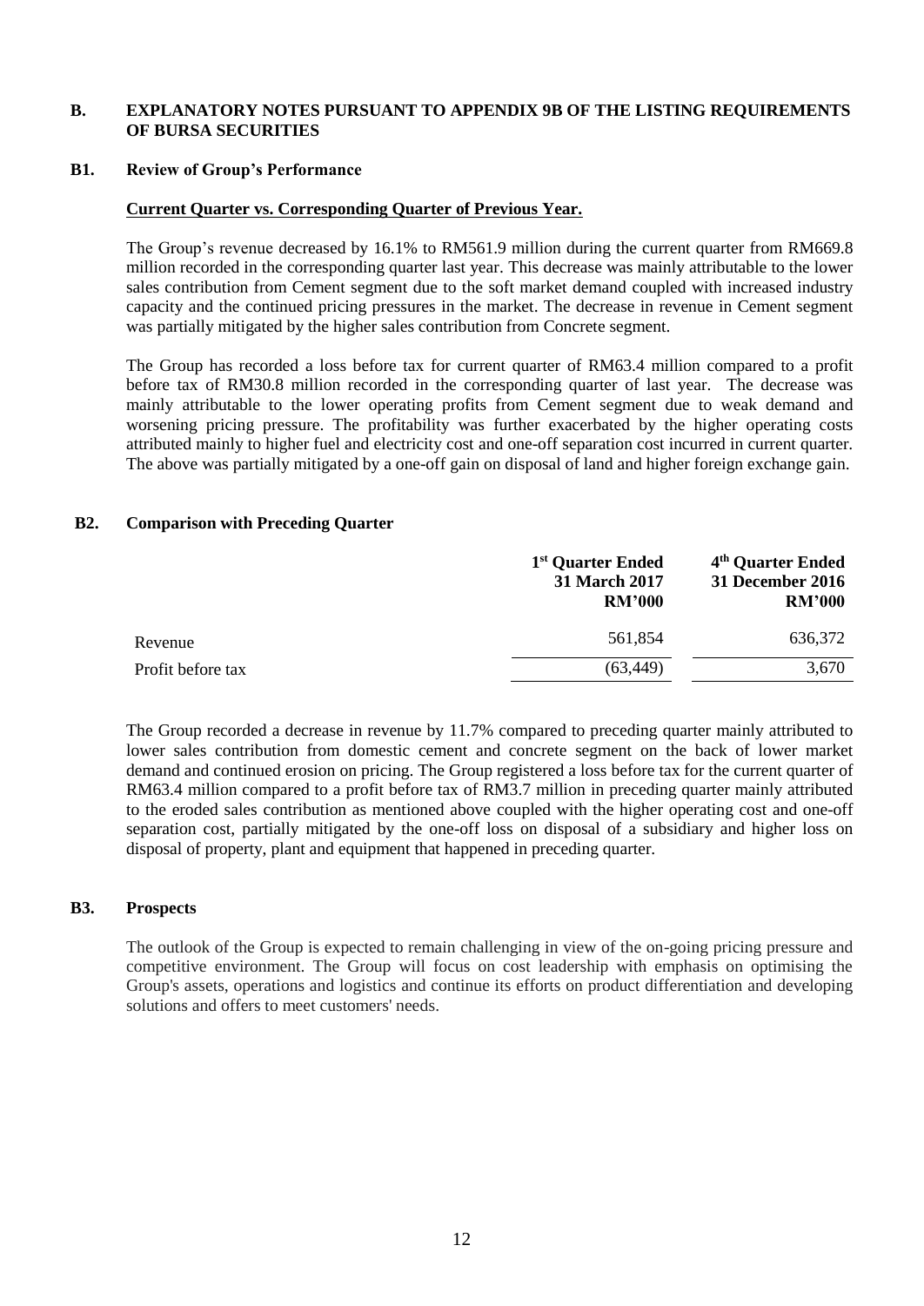## B. EXPLANATORY NOTES PURSUANT TO APPENDIX 9B OF THE LISTING REQUIREMENTS OF BURSA SECURITIES

### B1. Review of Group's Performance

**Current Quarter vs. Corresponding Quarter of Previous Year.**

The Group's revenue decreased by 16.1% to RM561.9 million during the current quarter from RM669.8 million recorded in the corresponding quarter last year. This decrease was mainly attributable to the lower sales contribution from Cement segment due to the soft market demand coupled with increased industry capacity and the continued pricing pressures in the market. The decrease in revenue in Cement segment was partially mitigated by the higher sales contribution from Concrete segment.

The Group has recorded a loss before tax for current quarter of RM63.4 million compared to a profit before tax of RM30.8 million recorded in the corresponding quarter of last year. The decrease was mainly attributable to the lower operating profits from Cement segment due to weak demand and worsening pricing pressure. The profitability was further exacerbated by the higher operating costs attributed mainly to higher fuel and electricity cost and one-off separation cost incurred in current quarter. The above was partially mitigated by a one-off gain on disposal of land and higher foreign exchange gain.

### B2. Comparison with Preceding Quarter

| | 1st Quarter Ended 31 March 2017 RM'000 | 4th Quarter Ended 31 December 2016 RM'000 |
|---|---|---|
| Revenue | 561,854 | 636,372 |
| Profit before tax | (63,449) | 3,670 |

The Group recorded a decrease in revenue by 11.7% compared to preceding quarter mainly attributed to lower sales contribution from domestic cement and concrete segment on the back of lower market demand and continued erosion on pricing. The Group registered a loss before tax for the current quarter of RM63.4 million compared to a profit before tax of RM3.7 million in preceding quarter mainly attributed to the eroded sales contribution as mentioned above coupled with the higher operating cost and one-off separation cost, partially mitigated by the one-off loss on disposal of a subsidiary and higher loss on disposal of property, plant and equipment that happened in preceding quarter.

### B3. Prospects

The outlook of the Group is expected to remain challenging in view of the on-going pricing pressure and competitive environment. The Group will focus on cost leadership with emphasis on optimising the Group's assets, operations and logistics and continue its efforts on product differentiation and developing solutions and offers to meet customers' needs.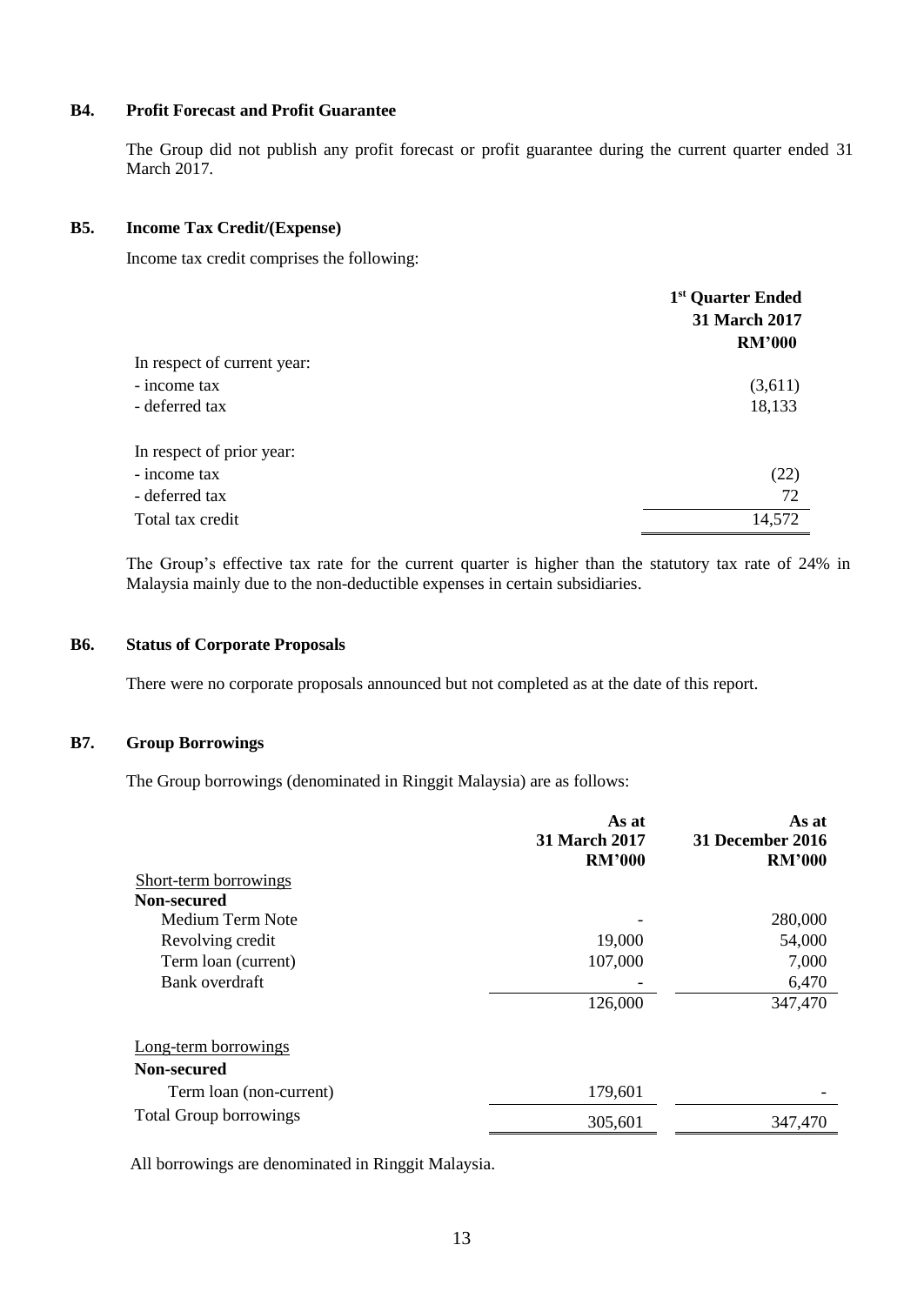### B4. Profit Forecast and Profit Guarantee

The Group did not publish any profit forecast or profit guarantee during the current quarter ended 31 March 2017.

### B5. Income Tax Credit/(Expense)

Income tax credit comprises the following:

| | 1st Quarter Ended 31 March 2017 RM'000 |
|---|---|
| In respect of current year: | |
| - income tax | (3,611) |
| - deferred tax | 18,133 |
| | |
| In respect of prior year: | |
| - income tax | (22) |
| - deferred tax | 72 |
| Total tax credit | 14,572 |

The Group's effective tax rate for the current quarter is higher than the statutory tax rate of 24% in Malaysia mainly due to the non-deductible expenses in certain subsidiaries.

### B6. Status of Corporate Proposals

There were no corporate proposals announced but not completed as at the date of this report.

### B7. Group Borrowings

The Group borrowings (denominated in Ringgit Malaysia) are as follows:

| | As at 31 March 2017 RM'000 | As at 31 December 2016 RM'000 |
|---|---|---|
| Short-term borrowings | | |
| **Non-secured** | | |
| Medium Term Note | - | 280,000 |
| Revolving credit | 19,000 | 54,000 |
| Term loan (current) | 107,000 | 7,000 |
| Bank overdraft | - | 6,470 |
| | 126,000 | 347,470 |
| | | |
| Long-term borrowings | | |
| **Non-secured** | | |
| Term loan (non-current) | 179,601 | - |
| Total Group borrowings | 305,601 | 347,470 |

All borrowings are denominated in Ringgit Malaysia.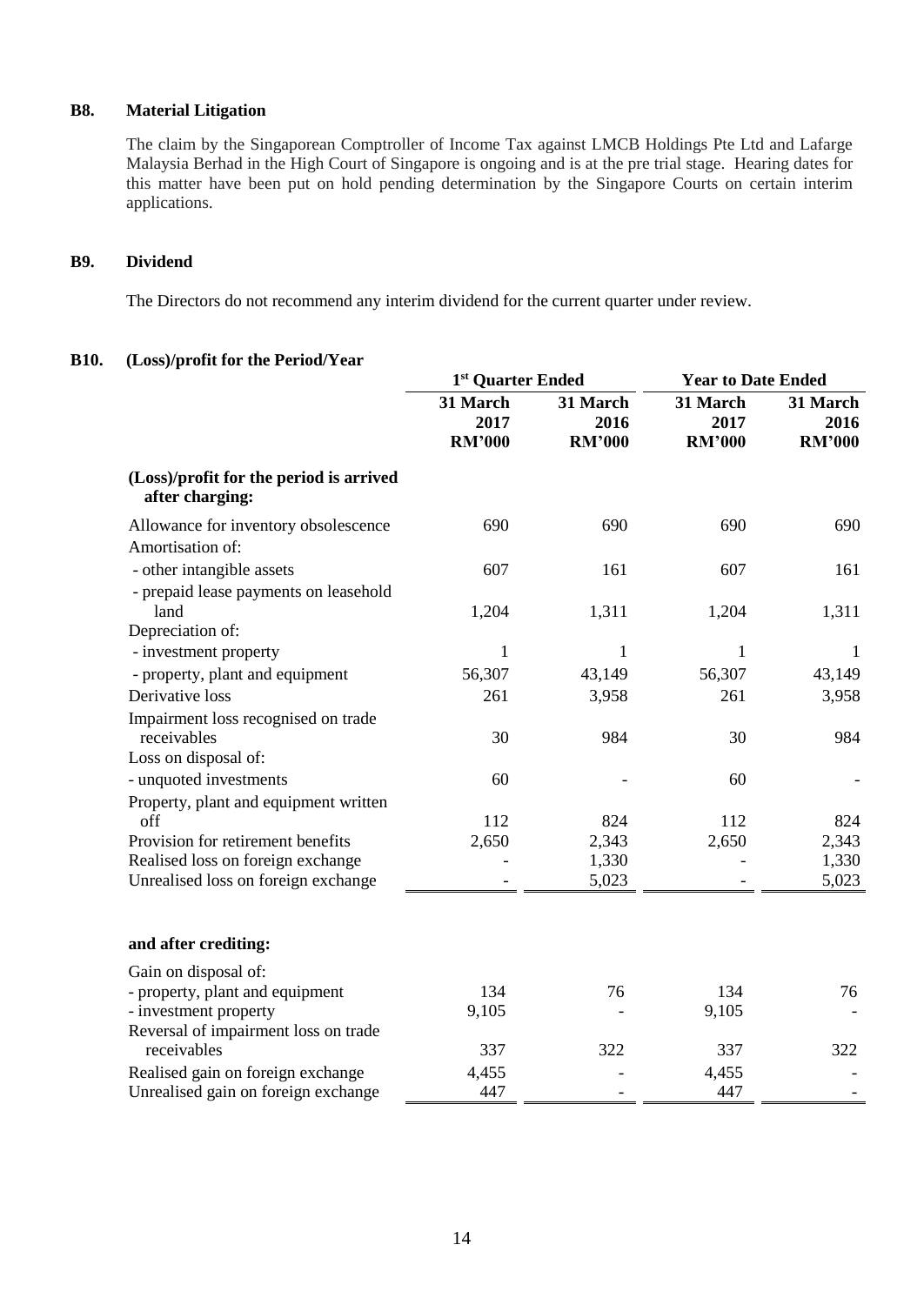## B8. Material Litigation

The claim by the Singaporean Comptroller of Income Tax against LMCB Holdings Pte Ltd and Lafarge Malaysia Berhad in the High Court of Singapore is ongoing and is at the pre trial stage. Hearing dates for this matter have been put on hold pending determination by the Singapore Courts on certain interim applications.

## B9. Dividend

The Directors do not recommend any interim dividend for the current quarter under review.

## B10. (Loss)/profit for the Period/Year

| | 1st Quarter Ended | | Year to Date Ended | |
|---|---|---|---|---|
| | 31 March 2017 RM'000 | 31 March 2016 RM'000 | 31 March 2017 RM'000 | 31 March 2016 RM'000 |
| **(Loss)/profit for the period is arrived after charging:** | | | | |
| Allowance for inventory obsolescence | 690 | 690 | 690 | 690 |
| Amortisation of: | | | | |
| - other intangible assets | 607 | 161 | 607 | 161 |
| - prepaid lease payments on leasehold land | 1,204 | 1,311 | 1,204 | 1,311 |
| Depreciation of: | | | | |
| - investment property | 1 | 1 | 1 | 1 |
| - property, plant and equipment | 56,307 | 43,149 | 56,307 | 43,149 |
| Derivative loss | 261 | 3,958 | 261 | 3,958 |
| Impairment loss recognised on trade receivables | 30 | 984 | 30 | 984 |
| Loss on disposal of: | | | | |
| - unquoted investments | 60 | - | 60 | - |
| Property, plant and equipment written off | 112 | 824 | 112 | 824 |
| Provision for retirement benefits | 2,650 | 2,343 | 2,650 | 2,343 |
| Realised loss on foreign exchange | - | 1,330 | - | 1,330 |
| Unrealised loss on foreign exchange | - | 5,023 | - | 5,023 |
| **and after crediting:** | | | | |
| Gain on disposal of: | | | | |
| - property, plant and equipment | 134 | 76 | 134 | 76 |
| - investment property | 9,105 | - | 9,105 | - |
| Reversal of impairment loss on trade receivables | 337 | 322 | 337 | 322 |
| Realised gain on foreign exchange | 4,455 | - | 4,455 | - |
| Unrealised gain on foreign exchange | 447 | - | 447 | - |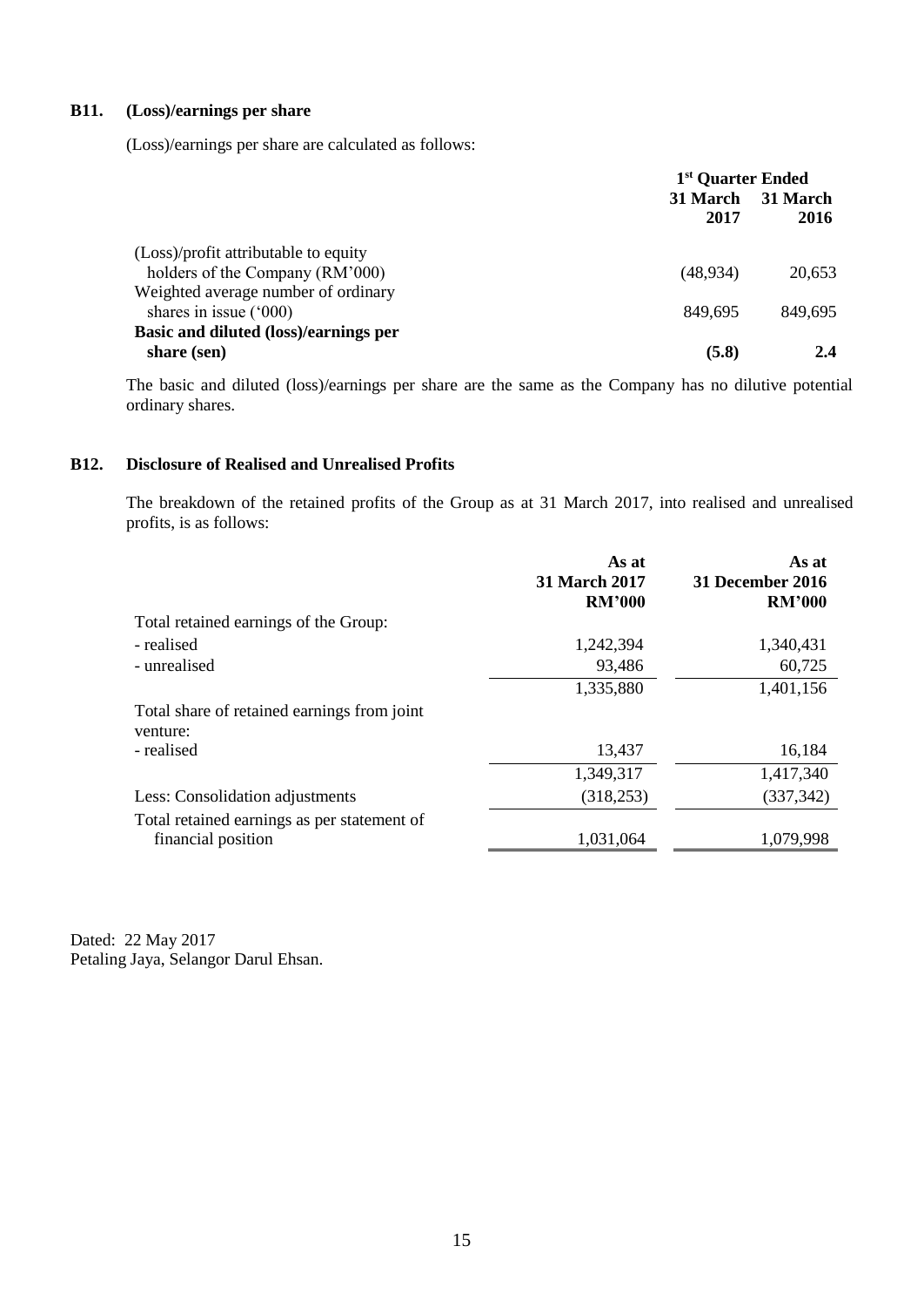## B11. (Loss)/earnings per share

(Loss)/earnings per share are calculated as follows:

| | 1st Quarter Ended | |
|---|---|---|
| | **31 March 2017** | **31 March 2016** |
| (Loss)/profit attributable to equity holders of the Company (RM'000) | (48,934) | 20,653 |
| Weighted average number of ordinary shares in issue ('000) | 849,695 | 849,695 |
| **Basic and diluted (loss)/earnings per share (sen)** | **(5.8)** | **2.4** |

The basic and diluted (loss)/earnings per share are the same as the Company has no dilutive potential ordinary shares.

## B12. Disclosure of Realised and Unrealised Profits

The breakdown of the retained profits of the Group as at 31 March 2017, into realised and unrealised profits, is as follows:

| | As at 31 March 2017 RM'000 | As at 31 December 2016 RM'000 |
|---|---|---|
| Total retained earnings of the Group: | | |
| - realised | 1,242,394 | 1,340,431 |
| - unrealised | 93,486 | 60,725 |
| | 1,335,880 | 1,401,156 |
| Total share of retained earnings from joint venture: | | |
| - realised | 13,437 | 16,184 |
| | 1,349,317 | 1,417,340 |
| Less: Consolidation adjustments | (318,253) | (337,342) |
| Total retained earnings as per statement of financial position | 1,031,064 | 1,079,998 |

Dated: 22 May 2017
Petaling Jaya, Selangor Darul Ehsan.